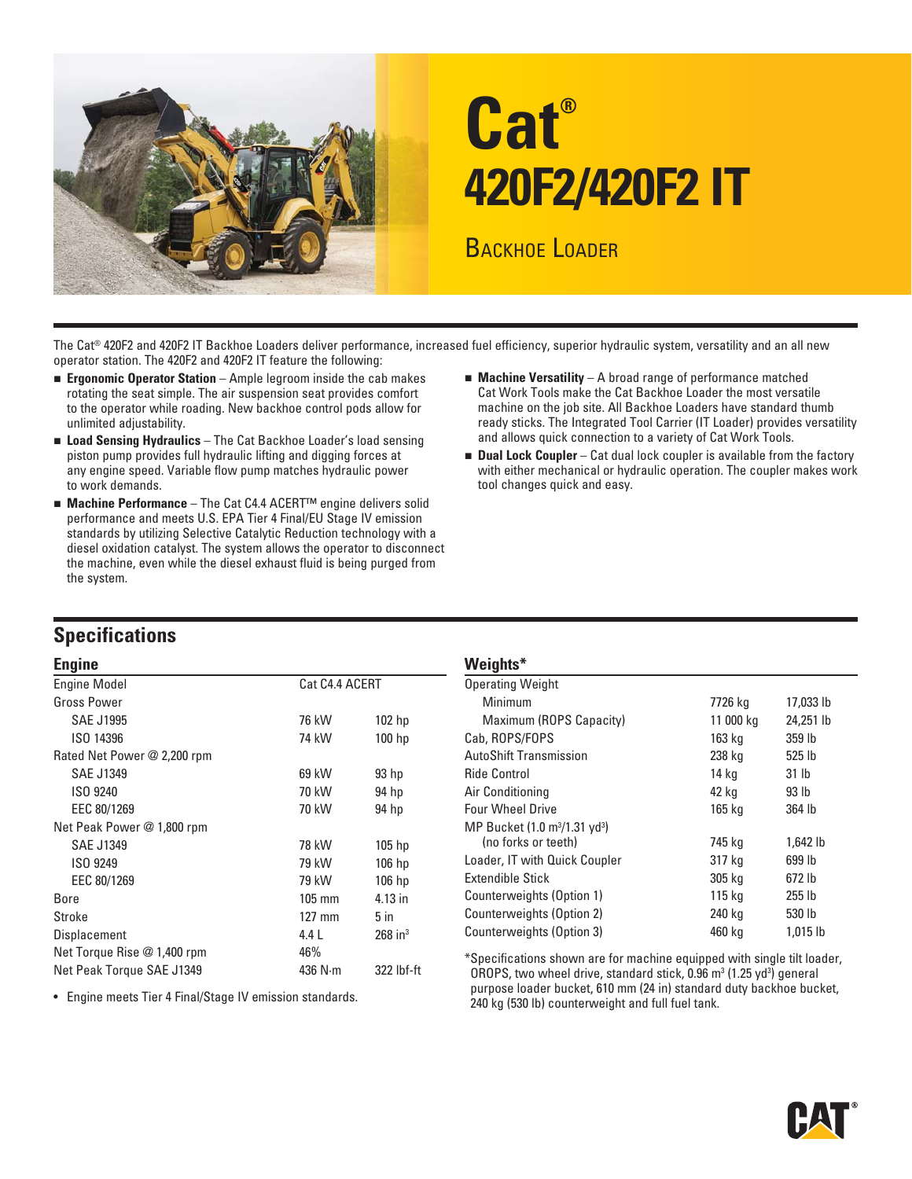# Cat® 420F2/420F2 IT

## Backhoe Loader

The Cat® 420F2 and 420F2 IT Backhoe Loaders deliver performance, increased fuel efficiency, superior hydraulic system, versatility and an all new operator station. The 420F2 and 420F2 IT feature the following:

- **Ergonomic Operator Station** – Ample legroom inside the cab makes rotating the seat simple. The air suspension seat provides comfort to the operator while roading. New backhoe control pods allow for unlimited adjustability.
- **Load Sensing Hydraulics** – The Cat Backhoe Loader's load sensing piston pump provides full hydraulic lifting and digging forces at any engine speed. Variable flow pump matches hydraulic power to work demands.
- **Machine Performance** – The Cat C4.4 ACERT™ engine delivers solid performance and meets U.S. EPA Tier 4 Final/EU Stage IV emission standards by utilizing Selective Catalytic Reduction technology with a diesel oxidation catalyst. The system allows the operator to disconnect the machine, even while the diesel exhaust fluid is being purged from the system.
- **Machine Versatility** – A broad range of performance matched Cat Work Tools make the Cat Backhoe Loader the most versatile machine on the job site. All Backhoe Loaders have standard thumb ready sticks. The Integrated Tool Carrier (IT Loader) provides versatility and allows quick connection to a variety of Cat Work Tools.
- **Dual Lock Coupler** – Cat dual lock coupler is available from the factory with either mechanical or hydraulic operation. The coupler makes work tool changes quick and easy.

## Specifications

### Engine

| Engine | | |
|---|---|---|
| Engine Model | Cat C4.4 ACERT | |
| Gross Power | | |
| SAE J1995 | 76 kW | 102 hp |
| ISO 14396 | 74 kW | 100 hp |
| Rated Net Power @ 2,200 rpm | | |
| SAE J1349 | 69 kW | 93 hp |
| ISO 9240 | 70 kW | 94 hp |
| EEC 80/1269 | 70 kW | 94 hp |
| Net Peak Power @ 1,800 rpm | | |
| SAE J1349 | 78 kW | 105 hp |
| ISO 9249 | 79 kW | 106 hp |
| EEC 80/1269 | 79 kW | 106 hp |
| Bore | 105 mm | 4.13 in |
| Stroke | 127 mm | 5 in |
| Displacement | 4.4 L | 268 in³ |
| Net Torque Rise @ 1,400 rpm | 46% | |
| Net Peak Torque SAE J1349 | 436 N·m | 322 lbf-ft |

- Engine meets Tier 4 Final/Stage IV emission standards.

### Weights*

| Weights* | | |
|---|---|---|
| Operating Weight | | |
| Minimum | 7726 kg | 17,033 lb |
| Maximum (ROPS Capacity) | 11 000 kg | 24,251 lb |
| Cab, ROPS/FOPS | 163 kg | 359 lb |
| AutoShift Transmission | 238 kg | 525 lb |
| Ride Control | 14 kg | 31 lb |
| Air Conditioning | 42 kg | 93 lb |
| Four Wheel Drive | 165 kg | 364 lb |
| MP Bucket (1.0 m³/1.31 yd³) (no forks or teeth) | 745 kg | 1,642 lb |
| Loader, IT with Quick Coupler | 317 kg | 699 lb |
| Extendible Stick | 305 kg | 672 lb |
| Counterweights (Option 1) | 115 kg | 255 lb |
| Counterweights (Option 2) | 240 kg | 530 lb |
| Counterweights (Option 3) | 460 kg | 1,015 lb |

*Specifications shown are for machine equipped with single tilt loader, OROPS, two wheel drive, standard stick, 0.96 m³ (1.25 yd³) general purpose loader bucket, 610 mm (24 in) standard duty backhoe bucket, 240 kg (530 lb) counterweight and full fuel tank.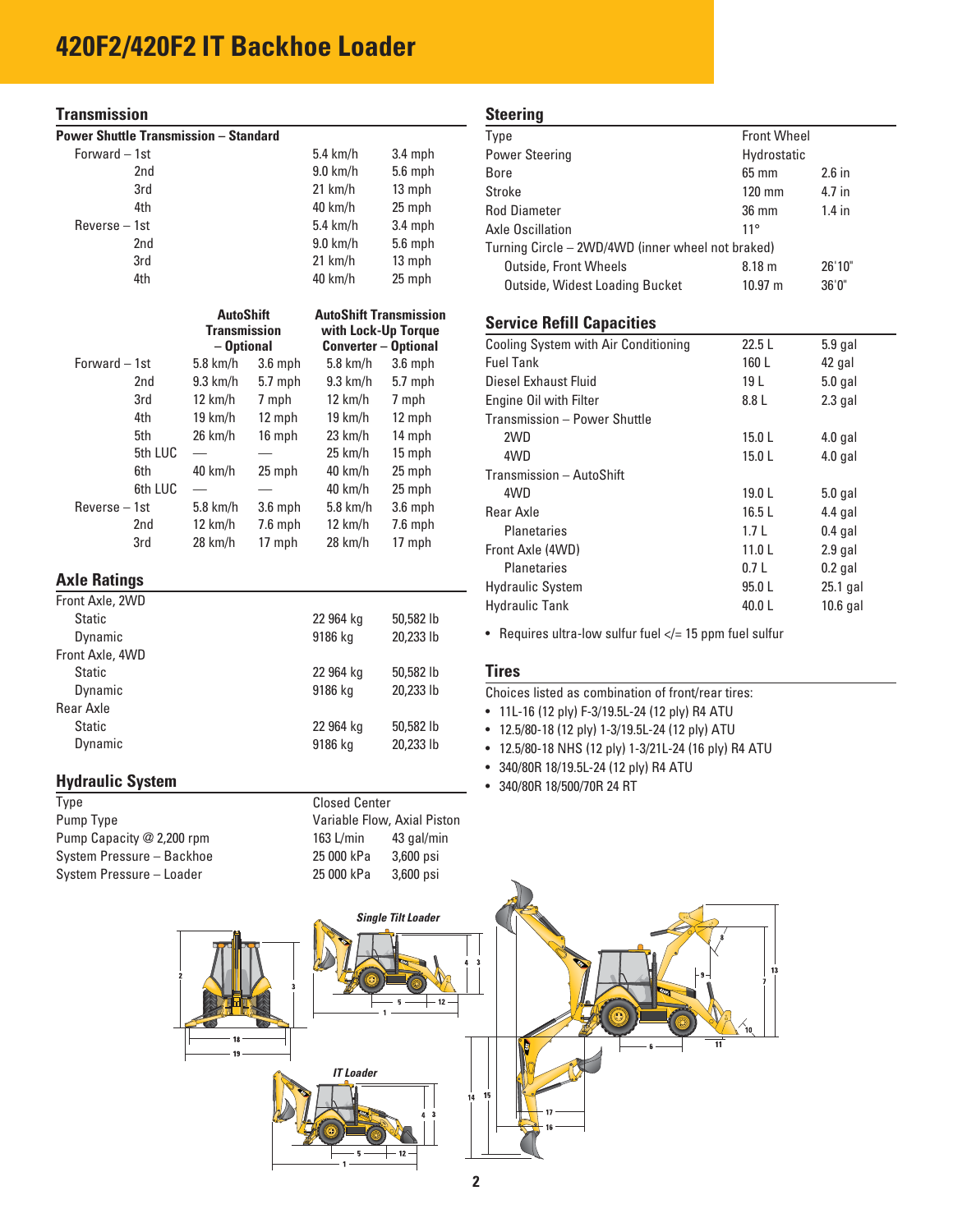# 420F2/420F2 IT Backhoe Loader

## Transmission

### Power Shuttle Transmission – Standard

| | | | |
|---|---|---|---|
| Forward – 1st | | 5.4 km/h | 3.4 mph |
| | 2nd | 9.0 km/h | 5.6 mph |
| | 3rd | 21 km/h | 13 mph |
| | 4th | 40 km/h | 25 mph |
| Reverse – 1st | | 5.4 km/h | 3.4 mph |
| | 2nd | 9.0 km/h | 5.6 mph |
| | 3rd | 21 km/h | 13 mph |
| | 4th | 40 km/h | 25 mph |

| | | AutoShift Transmission – Optional | | AutoShift Transmission with Lock-Up Torque Converter – Optional | |
|---|---|---|---|---|---|
| Forward – 1st | | 5.8 km/h | 3.6 mph | 5.8 km/h | 3.6 mph |
| | 2nd | 9.3 km/h | 5.7 mph | 9.3 km/h | 5.7 mph |
| | 3rd | 12 km/h | 7 mph | 12 km/h | 7 mph |
| | 4th | 19 km/h | 12 mph | 19 km/h | 12 mph |
| | 5th | 26 km/h | 16 mph | 23 km/h | 14 mph |
| | 5th LUC | — | — | 25 km/h | 15 mph |
| | 6th | 40 km/h | 25 mph | 40 km/h | 25 mph |
| | 6th LUC | — | — | 40 km/h | 25 mph |
| Reverse – 1st | | 5.8 km/h | 3.6 mph | 5.8 km/h | 3.6 mph |
| | 2nd | 12 km/h | 7.6 mph | 12 km/h | 7.6 mph |
| | 3rd | 28 km/h | 17 mph | 28 km/h | 17 mph |

## Axle Ratings

| | | |
|---|---|---|
| Front Axle, 2WD | | |
| Static | 22 964 kg | 50,582 lb |
| Dynamic | 9186 kg | 20,233 lb |
| Front Axle, 4WD | | |
| Static | 22 964 kg | 50,582 lb |
| Dynamic | 9186 kg | 20,233 lb |
| Rear Axle | | |
| Static | 22 964 kg | 50,582 lb |
| Dynamic | 9186 kg | 20,233 lb |

## Hydraulic System

| | | |
|---|---|---|
| Type | Closed Center | |
| Pump Type | Variable Flow, Axial Piston | |
| Pump Capacity @ 2,200 rpm | 163 L/min | 43 gal/min |
| System Pressure – Backhoe | 25 000 kPa | 3,600 psi |
| System Pressure – Loader | 25 000 kPa | 3,600 psi |

## Steering

| | | |
|---|---|---|
| Type | Front Wheel | |
| Power Steering | Hydrostatic | |
| Bore | 65 mm | 2.6 in |
| Stroke | 120 mm | 4.7 in |
| Rod Diameter | 36 mm | 1.4 in |
| Axle Oscillation | 11° | |
| Turning Circle – 2WD/4WD (inner wheel not braked) | | |
| Outside, Front Wheels | 8.18 m | 26'10" |
| Outside, Widest Loading Bucket | 10.97 m | 36'0" |

## Service Refill Capacities

| | | |
|---|---|---|
| Cooling System with Air Conditioning | 22.5 L | 5.9 gal |
| Fuel Tank | 160 L | 42 gal |
| Diesel Exhaust Fluid | 19 L | 5.0 gal |
| Engine Oil with Filter | 8.8 L | 2.3 gal |
| Transmission – Power Shuttle | | |
| 2WD | 15.0 L | 4.0 gal |
| 4WD | 15.0 L | 4.0 gal |
| Transmission – AutoShift | | |
| 4WD | 19.0 L | 5.0 gal |
| Rear Axle | 16.5 L | 4.4 gal |
| Planetaries | 1.7 L | 0.4 gal |
| Front Axle (4WD) | 11.0 L | 2.9 gal |
| Planetaries | 0.7 L | 0.2 gal |
| Hydraulic System | 95.0 L | 25.1 gal |
| Hydraulic Tank | 40.0 L | 10.6 gal |

- Requires ultra-low sulfur fuel </= 15 ppm fuel sulfur

## Tires

Choices listed as combination of front/rear tires:

- 11L-16 (12 ply) F-3/19.5L-24 (12 ply) R4 ATU
- 12.5/80-18 (12 ply) 1-3/19.5L-24 (12 ply) ATU
- 12.5/80-18 NHS (12 ply) 1-3/21L-24 (16 ply) R4 ATU
- 340/80R 18/19.5L-24 (12 ply) R4 ATU
- 340/80R 18/500/70R 24 RT

Single Tilt Loader

IT Loader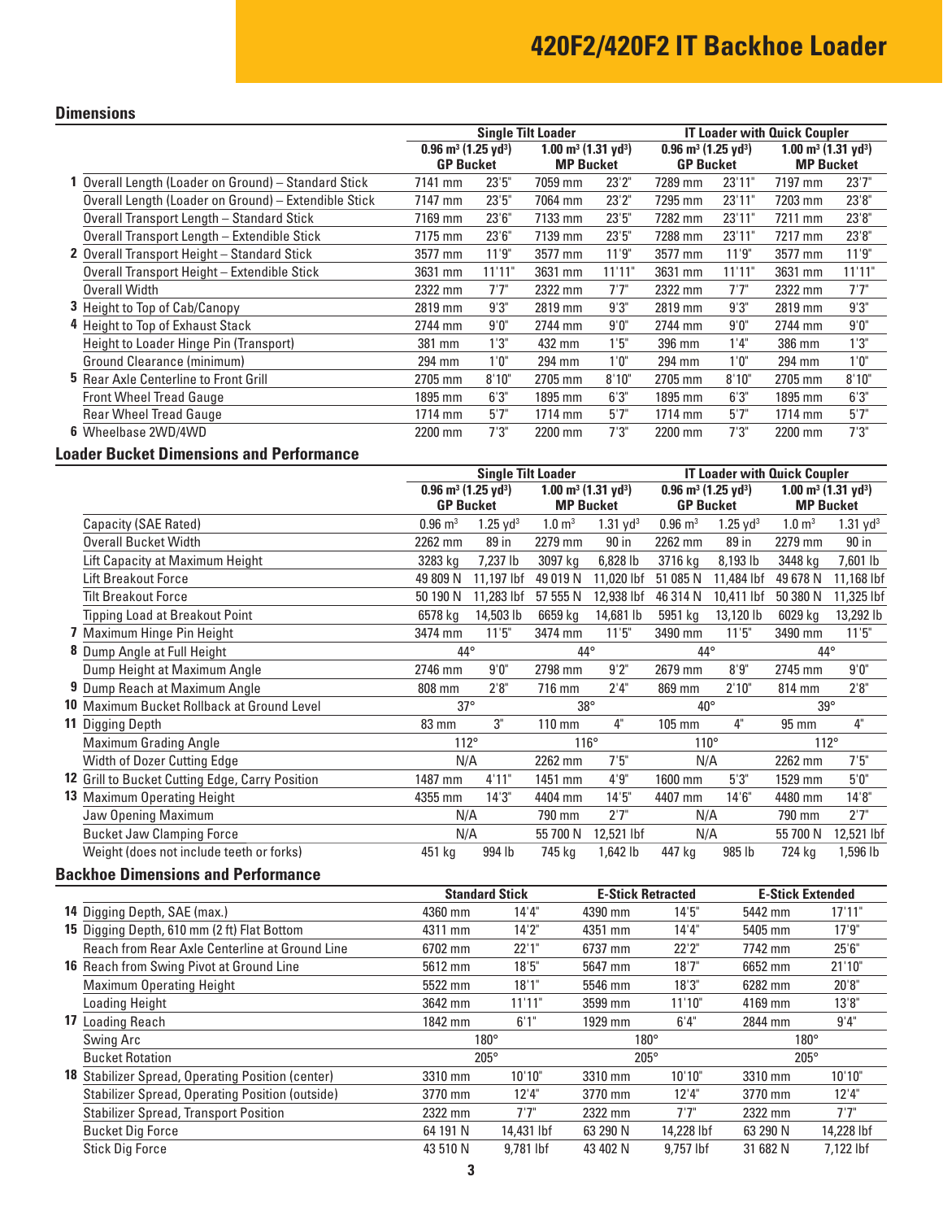# 420F2/420F2 IT Backhoe Loader

## Dimensions

| | | Single Tilt Loader | | | | IT Loader with Quick Coupler | | | |
|---|---|---|---|---|---|---|---|---|---|
| | | 0.96 m³ (1.25 yd³) GP Bucket | | 1.00 m³ (1.31 yd³) MP Bucket | | 0.96 m³ (1.25 yd³) GP Bucket | | 1.00 m³ (1.31 yd³) MP Bucket | |
| 1 | Overall Length (Loader on Ground) – Standard Stick | 7141 mm | 23'5" | 7059 mm | 23'2" | 7289 mm | 23'11" | 7197 mm | 23'7" |
| | Overall Length (Loader on Ground) – Extendible Stick | 7147 mm | 23'5" | 7064 mm | 23'2" | 7295 mm | 23'11" | 7203 mm | 23'8" |
| | Overall Transport Length – Standard Stick | 7169 mm | 23'6" | 7133 mm | 23'5" | 7282 mm | 23'11" | 7211 mm | 23'8" |
| | Overall Transport Length – Extendible Stick | 7175 mm | 23'6" | 7139 mm | 23'5" | 7288 mm | 23'11" | 7217 mm | 23'8" |
| 2 | Overall Transport Height – Standard Stick | 3577 mm | 11'9" | 3577 mm | 11'9" | 3577 mm | 11'9" | 3577 mm | 11'9" |
| | Overall Transport Height – Extendible Stick | 3631 mm | 11'11" | 3631 mm | 11'11" | 3631 mm | 11'11" | 3631 mm | 11'11" |
| | Overall Width | 2322 mm | 7'7" | 2322 mm | 7'7" | 2322 mm | 7'7" | 2322 mm | 7'7" |
| 3 | Height to Top of Cab/Canopy | 2819 mm | 9'3" | 2819 mm | 9'3" | 2819 mm | 9'3" | 2819 mm | 9'3" |
| 4 | Height to Top of Exhaust Stack | 2744 mm | 9'0" | 2744 mm | 9'0" | 2744 mm | 9'0" | 2744 mm | 9'0" |
| | Height to Loader Hinge Pin (Transport) | 381 mm | 1'3" | 432 mm | 1'5" | 396 mm | 1'4" | 386 mm | 1'3" |
| | Ground Clearance (minimum) | 294 mm | 1'0" | 294 mm | 1'0" | 294 mm | 1'0" | 294 mm | 1'0" |
| 5 | Rear Axle Centerline to Front Grill | 2705 mm | 8'10" | 2705 mm | 8'10" | 2705 mm | 8'10" | 2705 mm | 8'10" |
| | Front Wheel Tread Gauge | 1895 mm | 6'3" | 1895 mm | 6'3" | 1895 mm | 6'3" | 1895 mm | 6'3" |
| | Rear Wheel Tread Gauge | 1714 mm | 5'7" | 1714 mm | 5'7" | 1714 mm | 5'7" | 1714 mm | 5'7" |
| 6 | Wheelbase 2WD/4WD | 2200 mm | 7'3" | 2200 mm | 7'3" | 2200 mm | 7'3" | 2200 mm | 7'3" |

## Loader Bucket Dimensions and Performance

| | | Single Tilt Loader | | | | IT Loader with Quick Coupler | | | |
|---|---|---|---|---|---|---|---|---|---|
| | | 0.96 m³ (1.25 yd³) GP Bucket | | 1.00 m³ (1.31 yd³) MP Bucket | | 0.96 m³ (1.25 yd³) GP Bucket | | 1.00 m³ (1.31 yd³) MP Bucket | |
| | Capacity (SAE Rated) | 0.96 m³ | 1.25 yd³ | 1.0 m³ | 1.31 yd³ | 0.96 m³ | 1.25 yd³ | 1.0 m³ | 1.31 yd³ |
| | Overall Bucket Width | 2262 mm | 89 in | 2279 mm | 90 in | 2262 mm | 89 in | 2279 mm | 90 in |
| | Lift Capacity at Maximum Height | 3283 kg | 7,237 lb | 3097 kg | 6,828 lb | 3716 kg | 8,193 lb | 3448 kg | 7,601 lb |
| | Lift Breakout Force | 49 809 N | 11,197 lbf | 49 019 N | 11,020 lbf | 51 085 N | 11,484 lbf | 49 678 N | 11,168 lbf |
| | Tilt Breakout Force | 50 190 N | 11,283 lbf | 57 555 N | 12,938 lbf | 46 314 N | 10,411 lbf | 50 380 N | 11,325 lbf |
| | Tipping Load at Breakout Point | 6578 kg | 14,503 lb | 6659 kg | 14,681 lb | 5951 kg | 13,120 lb | 6029 kg | 13,292 lb |
| 7 | Maximum Hinge Pin Height | 3474 mm | 11'5" | 3474 mm | 11'5" | 3490 mm | 11'5" | 3490 mm | 11'5" |
| 8 | Dump Angle at Full Height | 44° | | 44° | | 44° | | 44° | |
| | Dump Height at Maximum Angle | 2746 mm | 9'0" | 2798 mm | 9'2" | 2679 mm | 8'9" | 2745 mm | 9'0" |
| 9 | Dump Reach at Maximum Angle | 808 mm | 2'8" | 716 mm | 2'4" | 869 mm | 2'10" | 814 mm | 2'8" |
| 10 | Maximum Bucket Rollback at Ground Level | 37° | | 38° | | 40° | | 39° | |
| 11 | Digging Depth | 83 mm | 3" | 110 mm | 4" | 105 mm | 4" | 95 mm | 4" |
| | Maximum Grading Angle | 112° | | 116° | | 110° | | 112° | |
| | Width of Dozer Cutting Edge | N/A | | 2262 mm | 7'5" | N/A | | 2262 mm | 7'5" |
| 12 | Grill to Bucket Cutting Edge, Carry Position | 1487 mm | 4'11" | 1451 mm | 4'9" | 1600 mm | 5'3" | 1529 mm | 5'0" |
| 13 | Maximum Operating Height | 4355 mm | 14'3" | 4404 mm | 14'5" | 4407 mm | 14'6" | 4480 mm | 14'8" |
| | Jaw Opening Maximum | N/A | | 790 mm | 2'7" | N/A | | 790 mm | 2'7" |
| | Bucket Jaw Clamping Force | N/A | | 55 700 N | 12,521 lbf | N/A | | 55 700 N | 12,521 lbf |
| | Weight (does not include teeth or forks) | 451 kg | 994 lb | 745 kg | 1,642 lb | 447 kg | 985 lb | 724 kg | 1,596 lb |

## Backhoe Dimensions and Performance

| | | Standard Stick | | E-Stick Retracted | | E-Stick Extended | |
|---|---|---|---|---|---|---|---|
| 14 | Digging Depth, SAE (max.) | 4360 mm | 14'4" | 4390 mm | 14'5" | 5442 mm | 17'11" |
| 15 | Digging Depth, 610 mm (2 ft) Flat Bottom | 4311 mm | 14'2" | 4351 mm | 14'4" | 5405 mm | 17'9" |
| | Reach from Rear Axle Centerline at Ground Line | 6702 mm | 22'1" | 6737 mm | 22'2" | 7742 mm | 25'6" |
| 16 | Reach from Swing Pivot at Ground Line | 5612 mm | 18'5" | 5647 mm | 18'7" | 6652 mm | 21'10" |
| | Maximum Operating Height | 5522 mm | 18'1" | 5546 mm | 18'3" | 6282 mm | 20'8" |
| | Loading Height | 3642 mm | 11'11" | 3599 mm | 11'10" | 4169 mm | 13'8" |
| 17 | Loading Reach | 1842 mm | 6'1" | 1929 mm | 6'4" | 2844 mm | 9'4" |
| | Swing Arc | 180° | | 180° | | 180° | |
| | Bucket Rotation | 205° | | 205° | | 205° | |
| 18 | Stabilizer Spread, Operating Position (center) | 3310 mm | 10'10" | 3310 mm | 10'10" | 3310 mm | 10'10" |
| | Stabilizer Spread, Operating Position (outside) | 3770 mm | 12'4" | 3770 mm | 12'4" | 3770 mm | 12'4" |
| | Stabilizer Spread, Transport Position | 2322 mm | 7'7" | 2322 mm | 7'7" | 2322 mm | 7'7" |
| | Bucket Dig Force | 64 191 N | 14,431 lbf | 63 290 N | 14,228 lbf | 63 290 N | 14,228 lbf |
| | Stick Dig Force | 43 510 N | 9,781 lbf | 43 402 N | 9,757 lbf | 31 682 N | 7,122 lbf |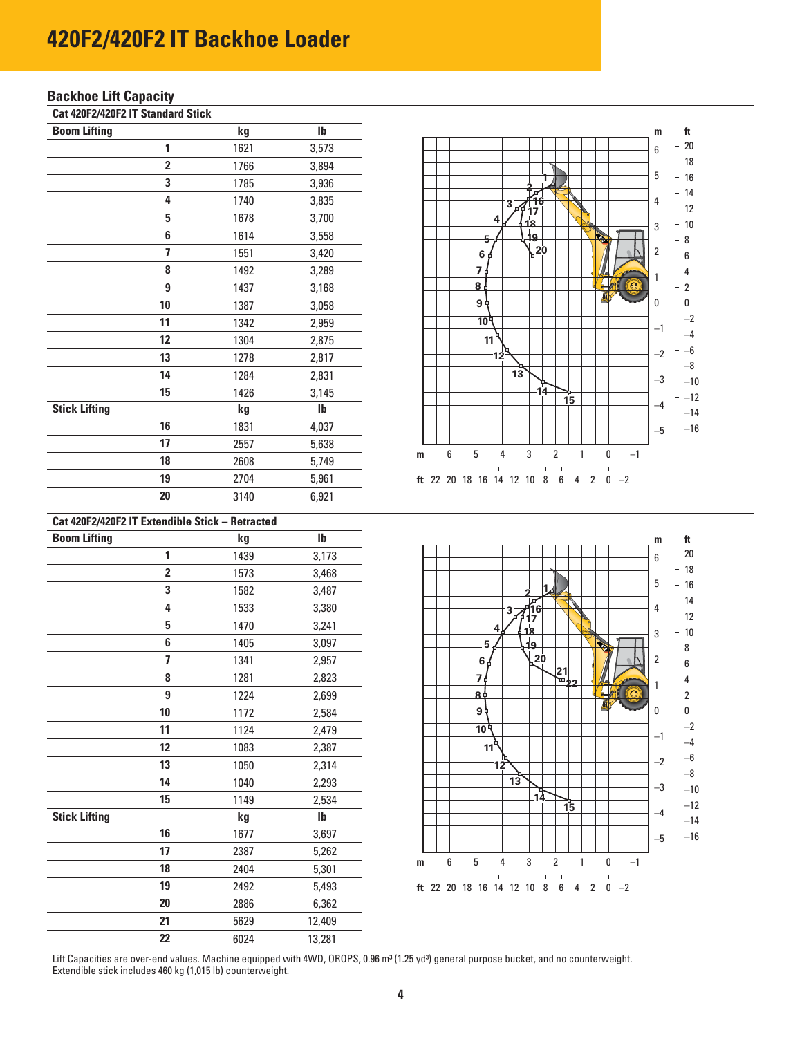# 420F2/420F2 IT Backhoe Loader

## Backhoe Lift Capacity

### Cat 420F2/420F2 IT Standard Stick

| Boom Lifting | kg | lb |
|---|---|---|
| 1 | 1621 | 3,573 |
| 2 | 1766 | 3,894 |
| 3 | 1785 | 3,936 |
| 4 | 1740 | 3,835 |
| 5 | 1678 | 3,700 |
| 6 | 1614 | 3,558 |
| 7 | 1551 | 3,420 |
| 8 | 1492 | 3,289 |
| 9 | 1437 | 3,168 |
| 10 | 1387 | 3,058 |
| 11 | 1342 | 2,959 |
| 12 | 1304 | 2,875 |
| 13 | 1278 | 2,817 |
| 14 | 1284 | 2,831 |
| 15 | 1426 | 3,145 |
| **Stick Lifting** | **kg** | **lb** |
| 16 | 1831 | 4,037 |
| 17 | 2557 | 5,638 |
| 18 | 2608 | 5,749 |
| 19 | 2704 | 5,961 |
| 20 | 3140 | 6,921 |

### Cat 420F2/420F2 IT Extendible Stick – Retracted

| Boom Lifting | kg | lb |
|---|---|---|
| 1 | 1439 | 3,173 |
| 2 | 1573 | 3,468 |
| 3 | 1582 | 3,487 |
| 4 | 1533 | 3,380 |
| 5 | 1470 | 3,241 |
| 6 | 1405 | 3,097 |
| 7 | 1341 | 2,957 |
| 8 | 1281 | 2,823 |
| 9 | 1224 | 2,699 |
| 10 | 1172 | 2,584 |
| 11 | 1124 | 2,479 |
| 12 | 1083 | 2,387 |
| 13 | 1050 | 2,314 |
| 14 | 1040 | 2,293 |
| 15 | 1149 | 2,534 |
| **Stick Lifting** | **kg** | **lb** |
| 16 | 1677 | 3,697 |
| 17 | 2387 | 5,262 |
| 18 | 2404 | 5,301 |
| 19 | 2492 | 5,493 |
| 20 | 2886 | 6,362 |
| 21 | 5629 | 12,409 |
| 22 | 6024 | 13,281 |

Lift Capacities are over-end values. Machine equipped with 4WD, OROPS, 0.96 m³ (1.25 yd³) general purpose bucket, and no counterweight.
Extendible stick includes 460 kg (1,015 lb) counterweight.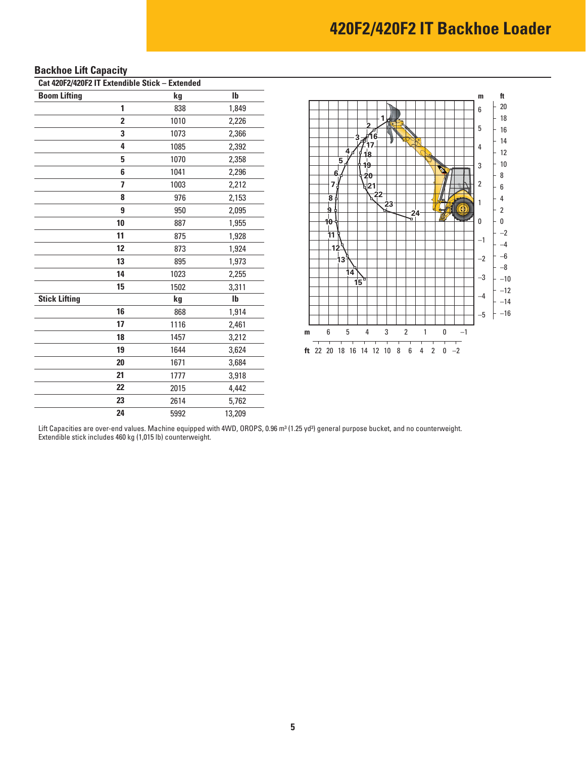## Backhoe Lift Capacity

### Cat 420F2/420F2 IT Extendible Stick – Extended

| Boom Lifting | kg | lb |
|---|---|---|
| 1 | 838 | 1,849 |
| 2 | 1010 | 2,226 |
| 3 | 1073 | 2,366 |
| 4 | 1085 | 2,392 |
| 5 | 1070 | 2,358 |
| 6 | 1041 | 2,296 |
| 7 | 1003 | 2,212 |
| 8 | 976 | 2,153 |
| 9 | 950 | 2,095 |
| 10 | 887 | 1,955 |
| 11 | 875 | 1,928 |
| 12 | 873 | 1,924 |
| 13 | 895 | 1,973 |
| 14 | 1023 | 2,255 |
| 15 | 1502 | 3,311 |
| **Stick Lifting** | **kg** | **lb** |
| 16 | 868 | 1,914 |
| 17 | 1116 | 2,461 |
| 18 | 1457 | 3,212 |
| 19 | 1644 | 3,624 |
| 20 | 1671 | 3,684 |
| 21 | 1777 | 3,918 |
| 22 | 2015 | 4,442 |
| 23 | 2614 | 5,762 |
| 24 | 5992 | 13,209 |

Lift Capacities are over-end values. Machine equipped with 4WD, OROPS, 0.96 m³ (1.25 yd³) general purpose bucket, and no counterweight. Extendible stick includes 460 kg (1,015 lb) counterweight.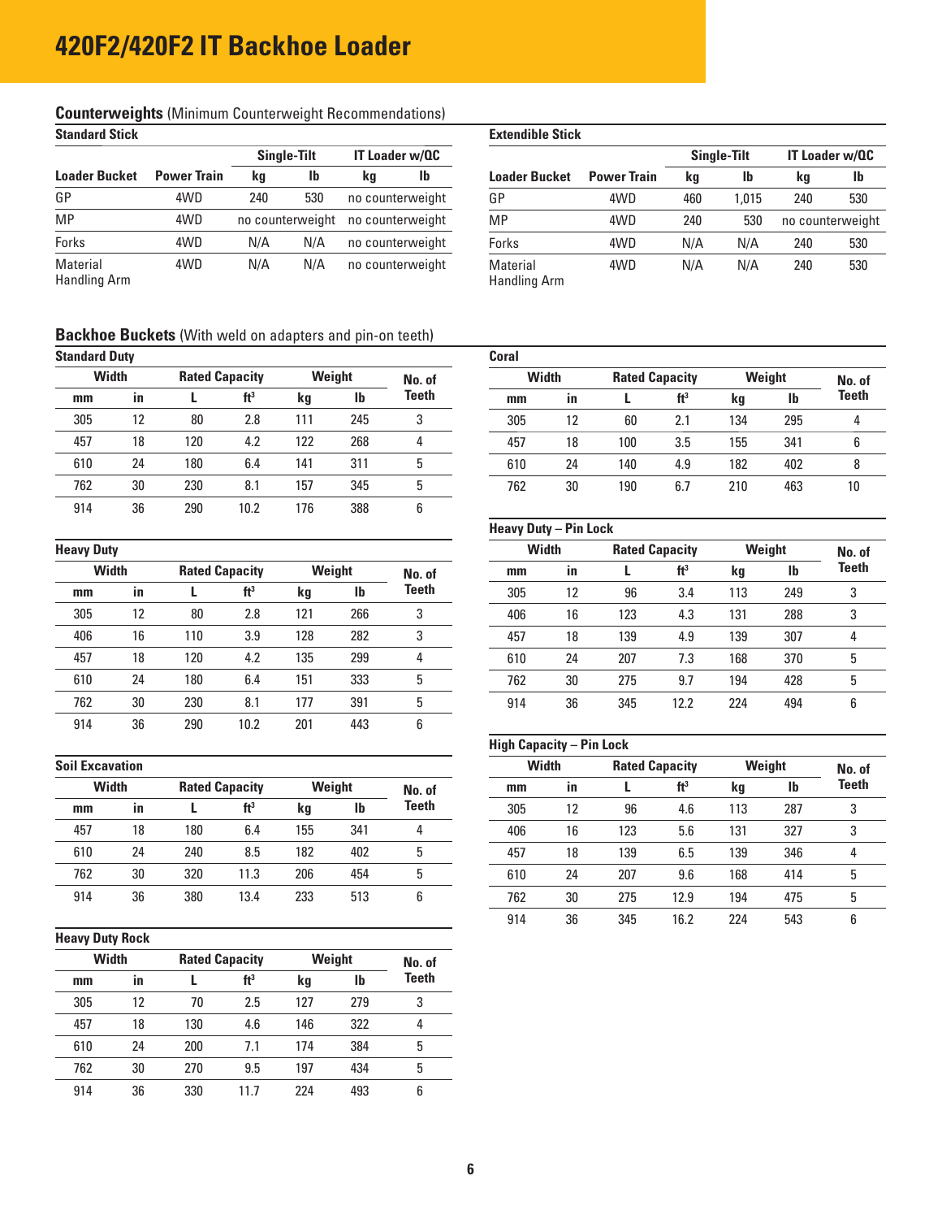# 420F2/420F2 IT Backhoe Loader

## Counterweights (Minimum Counterweight Recommendations)

### Standard Stick

| Loader Bucket | Power Train | Single-Tilt | | IT Loader w/QC | |
|---|---|---|---|---|---|
| | | kg | lb | kg | lb |
| GP | 4WD | 240 | 530 | no counterweight | |
| MP | 4WD | no counterweight | | no counterweight | |
| Forks | 4WD | N/A | N/A | no counterweight | |
| Material Handling Arm | 4WD | N/A | N/A | no counterweight | |

### Extendible Stick

| Loader Bucket | Power Train | Single-Tilt | | IT Loader w/QC | |
|---|---|---|---|---|---|
| | | kg | lb | kg | lb |
| GP | 4WD | 460 | 1,015 | 240 | 530 |
| MP | 4WD | 240 | 530 | no counterweight | |
| Forks | 4WD | N/A | N/A | 240 | 530 |
| Material Handling Arm | 4WD | N/A | N/A | 240 | 530 |

## Backhoe Buckets (With weld on adapters and pin-on teeth)

### Standard Duty

| Width | | Rated Capacity | | Weight | | No. of Teeth |
|---|---|---|---|---|---|---|
| mm | in | L | ft³ | kg | lb | |
| 305 | 12 | 80 | 2.8 | 111 | 245 | 3 |
| 457 | 18 | 120 | 4.2 | 122 | 268 | 4 |
| 610 | 24 | 180 | 6.4 | 141 | 311 | 5 |
| 762 | 30 | 230 | 8.1 | 157 | 345 | 5 |
| 914 | 36 | 290 | 10.2 | 176 | 388 | 6 |

### Heavy Duty

| Width | | Rated Capacity | | Weight | | No. of Teeth |
|---|---|---|---|---|---|---|
| mm | in | L | ft³ | kg | lb | |
| 305 | 12 | 80 | 2.8 | 121 | 266 | 3 |
| 406 | 16 | 110 | 3.9 | 128 | 282 | 3 |
| 457 | 18 | 120 | 4.2 | 135 | 299 | 4 |
| 610 | 24 | 180 | 6.4 | 151 | 333 | 5 |
| 762 | 30 | 230 | 8.1 | 177 | 391 | 5 |
| 914 | 36 | 290 | 10.2 | 201 | 443 | 6 |

### Soil Excavation

| Width | | Rated Capacity | | Weight | | No. of Teeth |
|---|---|---|---|---|---|---|
| mm | in | L | ft³ | kg | lb | |
| 457 | 18 | 180 | 6.4 | 155 | 341 | 4 |
| 610 | 24 | 240 | 8.5 | 182 | 402 | 5 |
| 762 | 30 | 320 | 11.3 | 206 | 454 | 5 |
| 914 | 36 | 380 | 13.4 | 233 | 513 | 6 |

### Heavy Duty Rock

| Width | | Rated Capacity | | Weight | | No. of Teeth |
|---|---|---|---|---|---|---|
| mm | in | L | ft³ | kg | lb | |
| 305 | 12 | 70 | 2.5 | 127 | 279 | 3 |
| 457 | 18 | 130 | 4.6 | 146 | 322 | 4 |
| 610 | 24 | 200 | 7.1 | 174 | 384 | 5 |
| 762 | 30 | 270 | 9.5 | 197 | 434 | 5 |
| 914 | 36 | 330 | 11.7 | 224 | 493 | 6 |

### Coral

| Width | | Rated Capacity | | Weight | | No. of Teeth |
|---|---|---|---|---|---|---|
| mm | in | L | ft³ | kg | lb | |
| 305 | 12 | 60 | 2.1 | 134 | 295 | 4 |
| 457 | 18 | 100 | 3.5 | 155 | 341 | 6 |
| 610 | 24 | 140 | 4.9 | 182 | 402 | 8 |
| 762 | 30 | 190 | 6.7 | 210 | 463 | 10 |

### Heavy Duty – Pin Lock

| Width | | Rated Capacity | | Weight | | No. of Teeth |
|---|---|---|---|---|---|---|
| mm | in | L | ft³ | kg | lb | |
| 305 | 12 | 96 | 3.4 | 113 | 249 | 3 |
| 406 | 16 | 123 | 4.3 | 131 | 288 | 3 |
| 457 | 18 | 139 | 4.9 | 139 | 307 | 4 |
| 610 | 24 | 207 | 7.3 | 168 | 370 | 5 |
| 762 | 30 | 275 | 9.7 | 194 | 428 | 5 |
| 914 | 36 | 345 | 12.2 | 224 | 494 | 6 |

### High Capacity – Pin Lock

| Width | | Rated Capacity | | Weight | | No. of Teeth |
|---|---|---|---|---|---|---|
| mm | in | L | ft³ | kg | lb | |
| 305 | 12 | 96 | 4.6 | 113 | 287 | 3 |
| 406 | 16 | 123 | 5.6 | 131 | 327 | 3 |
| 457 | 18 | 139 | 6.5 | 139 | 346 | 4 |
| 610 | 24 | 207 | 9.6 | 168 | 414 | 5 |
| 762 | 30 | 275 | 12.9 | 194 | 475 | 5 |
| 914 | 36 | 345 | 16.2 | 224 | 543 | 6 |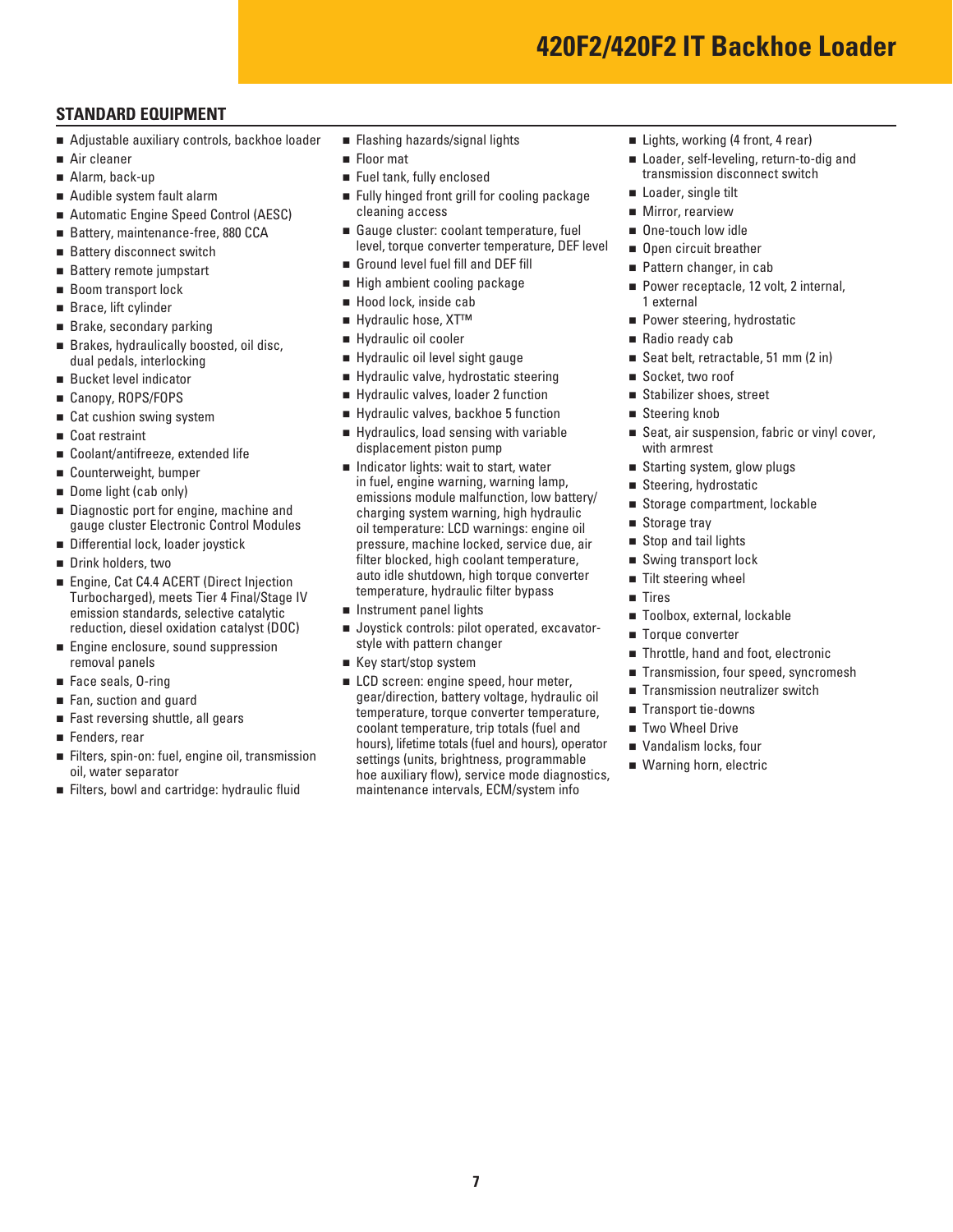## STANDARD EQUIPMENT

- Adjustable auxiliary controls, backhoe loader
- Air cleaner
- Alarm, back-up
- Audible system fault alarm
- Automatic Engine Speed Control (AESC)
- Battery, maintenance-free, 880 CCA
- Battery disconnect switch
- Battery remote jumpstart
- Boom transport lock
- Brace, lift cylinder
- Brake, secondary parking
- Brakes, hydraulically boosted, oil disc, dual pedals, interlocking
- Bucket level indicator
- Canopy, ROPS/FOPS
- Cat cushion swing system
- Coat restraint
- Coolant/antifreeze, extended life
- Counterweight, bumper
- Dome light (cab only)
- Diagnostic port for engine, machine and gauge cluster Electronic Control Modules
- Differential lock, loader joystick
- Drink holders, two
- Engine, Cat C4.4 ACERT (Direct Injection Turbocharged), meets Tier 4 Final/Stage IV emission standards, selective catalytic reduction, diesel oxidation catalyst (DOC)
- Engine enclosure, sound suppression removal panels
- Face seals, O-ring
- Fan, suction and guard
- Fast reversing shuttle, all gears
- Fenders, rear
- Filters, spin-on: fuel, engine oil, transmission oil, water separator
- Filters, bowl and cartridge: hydraulic fluid
- Flashing hazards/signal lights
- Floor mat
- Fuel tank, fully enclosed
- Fully hinged front grill for cooling package cleaning access
- Gauge cluster: coolant temperature, fuel level, torque converter temperature, DEF level
- Ground level fuel fill and DEF fill
- High ambient cooling package
- Hood lock, inside cab
- Hydraulic hose, XT™
- Hydraulic oil cooler
- Hydraulic oil level sight gauge
- Hydraulic valve, hydrostatic steering
- Hydraulic valves, loader 2 function
- Hydraulic valves, backhoe 5 function
- Hydraulics, load sensing with variable displacement piston pump
- Indicator lights: wait to start, water in fuel, engine warning, warning lamp, emissions module malfunction, low battery/charging system warning, high hydraulic oil temperature: LCD warnings: engine oil pressure, machine locked, service due, air filter blocked, high coolant temperature, auto idle shutdown, high torque converter temperature, hydraulic filter bypass
- Instrument panel lights
- Joystick controls: pilot operated, excavator-style with pattern changer
- Key start/stop system
- LCD screen: engine speed, hour meter, gear/direction, battery voltage, hydraulic oil temperature, torque converter temperature, coolant temperature, trip totals (fuel and hours), lifetime totals (fuel and hours), operator settings (units, brightness, programmable hoe auxiliary flow), service mode diagnostics, maintenance intervals, ECM/system info
- Lights, working (4 front, 4 rear)
- Loader, self-leveling, return-to-dig and transmission disconnect switch
- Loader, single tilt
- Mirror, rearview
- One-touch low idle
- Open circuit breather
- Pattern changer, in cab
- Power receptacle, 12 volt, 2 internal, 1 external
- Power steering, hydrostatic
- Radio ready cab
- Seat belt, retractable, 51 mm (2 in)
- Socket, two roof
- Stabilizer shoes, street
- Steering knob
- Seat, air suspension, fabric or vinyl cover, with armrest
- Starting system, glow plugs
- Steering, hydrostatic
- Storage compartment, lockable
- Storage tray
- Stop and tail lights
- Swing transport lock
- Tilt steering wheel
- Tires
- Toolbox, external, lockable
- Torque converter
- Throttle, hand and foot, electronic
- Transmission, four speed, syncromesh
- Transmission neutralizer switch
- Transport tie-downs
- Two Wheel Drive
- Vandalism locks, four
- Warning horn, electric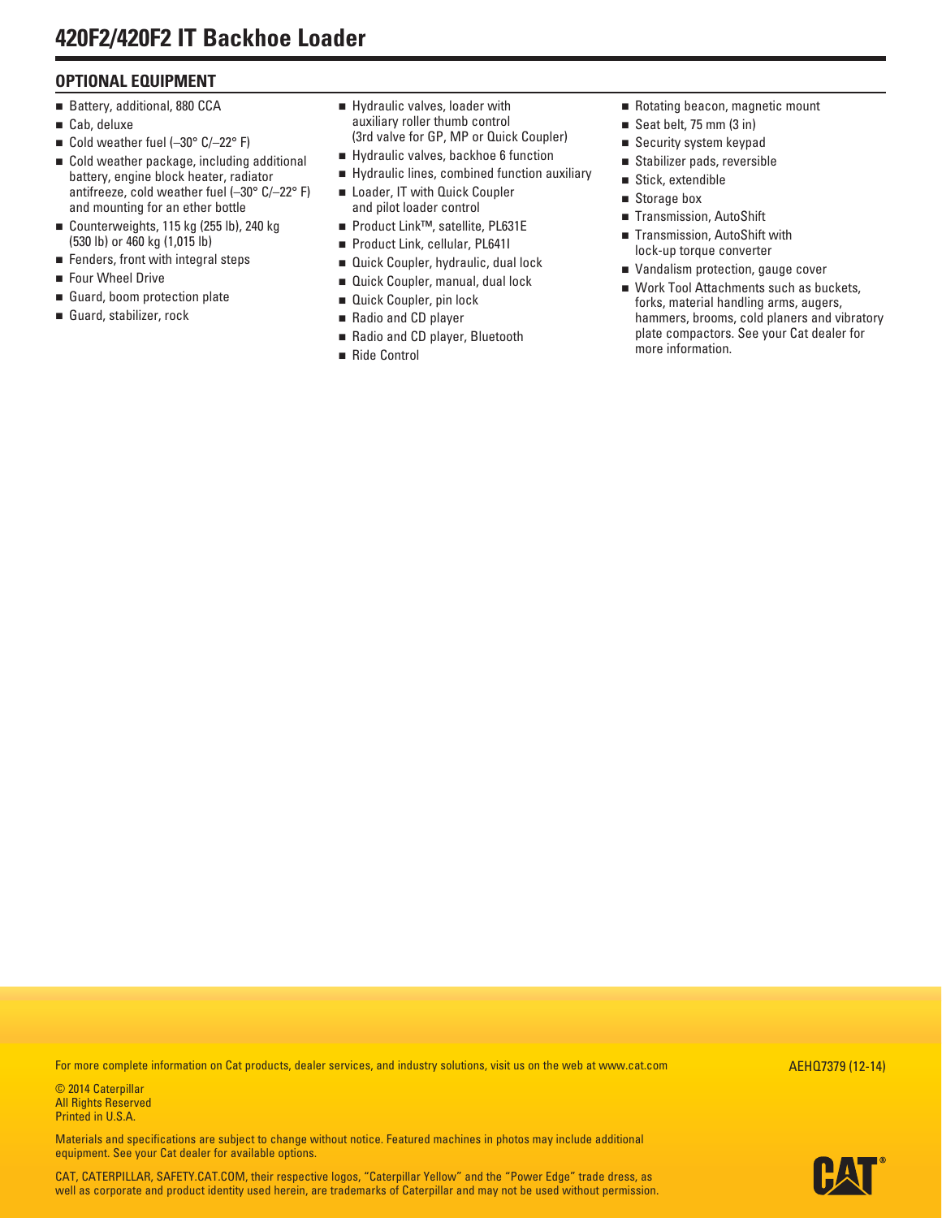# 420F2/420F2 IT Backhoe Loader

## OPTIONAL EQUIPMENT

- Battery, additional, 880 CCA
- Cab, deluxe
- Cold weather fuel (–30° C/–22° F)
- Cold weather package, including additional battery, engine block heater, radiator antifreeze, cold weather fuel (–30° C/–22° F) and mounting for an ether bottle
- Counterweights, 115 kg (255 lb), 240 kg (530 lb) or 460 kg (1,015 lb)
- Fenders, front with integral steps
- Four Wheel Drive
- Guard, boom protection plate
- Guard, stabilizer, rock
- Hydraulic valves, loader with auxiliary roller thumb control (3rd valve for GP, MP or Quick Coupler)
- Hydraulic valves, backhoe 6 function
- Hydraulic lines, combined function auxiliary
- Loader, IT with Quick Coupler and pilot loader control
- Product Link™, satellite, PL631E
- Product Link, cellular, PL641I
- Quick Coupler, hydraulic, dual lock
- Quick Coupler, manual, dual lock
- Quick Coupler, pin lock
- Radio and CD player
- Radio and CD player, Bluetooth
- Ride Control
- Rotating beacon, magnetic mount
- Seat belt, 75 mm (3 in)
- Security system keypad
- Stabilizer pads, reversible
- Stick, extendible
- Storage box
- Transmission, AutoShift
- Transmission, AutoShift with lock-up torque converter
- Vandalism protection, gauge cover
- Work Tool Attachments such as buckets, forks, material handling arms, augers, hammers, brooms, cold planers and vibratory plate compactors. See your Cat dealer for more information.

For more complete information on Cat products, dealer services, and industry solutions, visit us on the web at www.cat.com

AEHQ7379 (12-14)

© 2014 Caterpillar
All Rights Reserved
Printed in U.S.A.

Materials and specifications are subject to change without notice. Featured machines in photos may include additional equipment. See your Cat dealer for available options.

CAT, CATERPILLAR, SAFETY.CAT.COM, their respective logos, "Caterpillar Yellow" and the "Power Edge" trade dress, as well as corporate and product identity used herein, are trademarks of Caterpillar and may not be used without permission.